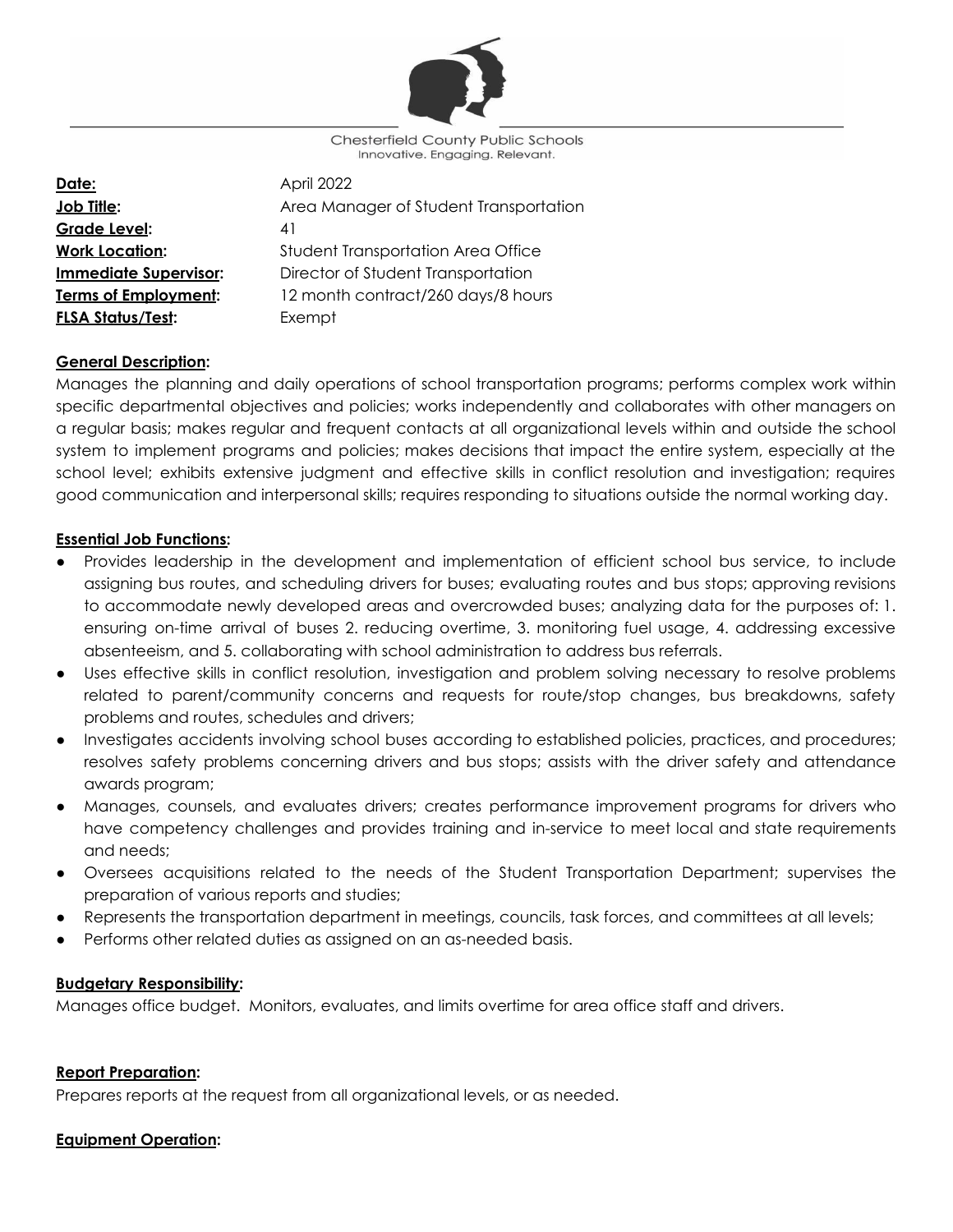Chesterfield County Public Schools
Innovative. Engaging. Relevant.

**Date:** April 2022
**Job Title:** Area Manager of Student Transportation
**Grade Level:** 41
**Work Location:** Student Transportation Area Office
**Immediate Supervisor:** Director of Student Transportation
**Terms of Employment:** 12 month contract/260 days/8 hours
**FLSA Status/Test:** Exempt

**General Description:**

Manages the planning and daily operations of school transportation programs; performs complex work within specific departmental objectives and policies; works independently and collaborates with other managers on a regular basis; makes regular and frequent contacts at all organizational levels within and outside the school system to implement programs and policies; makes decisions that impact the entire system, especially at the school level; exhibits extensive judgment and effective skills in conflict resolution and investigation; requires good communication and interpersonal skills; requires responding to situations outside the normal working day.

**Essential Job Functions:**

- Provides leadership in the development and implementation of efficient school bus service, to include assigning bus routes, and scheduling drivers for buses; evaluating routes and bus stops; approving revisions to accommodate newly developed areas and overcrowded buses; analyzing data for the purposes of: 1. ensuring on-time arrival of buses 2. reducing overtime, 3. monitoring fuel usage, 4. addressing excessive absenteeism, and 5. collaborating with school administration to address bus referrals.
- Uses effective skills in conflict resolution, investigation and problem solving necessary to resolve problems related to parent/community concerns and requests for route/stop changes, bus breakdowns, safety problems and routes, schedules and drivers;
- Investigates accidents involving school buses according to established policies, practices, and procedures; resolves safety problems concerning drivers and bus stops; assists with the driver safety and attendance awards program;
- Manages, counsels, and evaluates drivers; creates performance improvement programs for drivers who have competency challenges and provides training and in-service to meet local and state requirements and needs;
- Oversees acquisitions related to the needs of the Student Transportation Department; supervises the preparation of various reports and studies;
- Represents the transportation department in meetings, councils, task forces, and committees at all levels;
- Performs other related duties as assigned on an as-needed basis.

**Budgetary Responsibility:**

Manages office budget. Monitors, evaluates, and limits overtime for area office staff and drivers.

**Report Preparation:**

Prepares reports at the request from all organizational levels, or as needed.

**Equipment Operation:**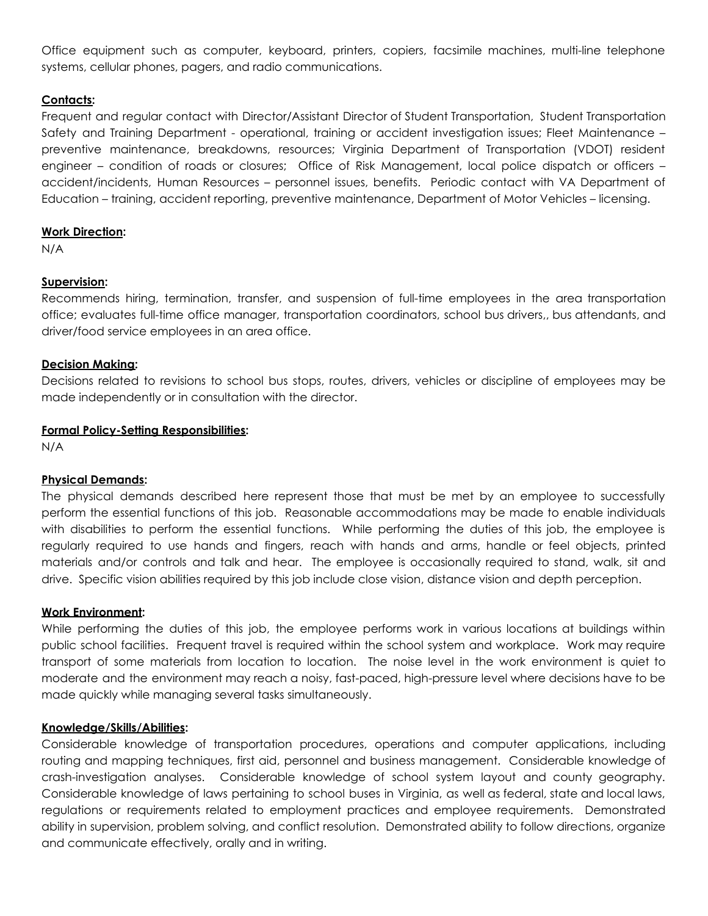Office equipment such as computer, keyboard, printers, copiers, facsimile machines, multi-line telephone systems, cellular phones, pagers, and radio communications.

**Contacts:**
Frequent and regular contact with Director/Assistant Director of Student Transportation, Student Transportation Safety and Training Department - operational, training or accident investigation issues; Fleet Maintenance – preventive maintenance, breakdowns, resources; Virginia Department of Transportation (VDOT) resident engineer – condition of roads or closures; Office of Risk Management, local police dispatch or officers – accident/incidents, Human Resources – personnel issues, benefits. Periodic contact with VA Department of Education – training, accident reporting, preventive maintenance, Department of Motor Vehicles – licensing.

**Work Direction:**
N/A

**Supervision:**
Recommends hiring, termination, transfer, and suspension of full-time employees in the area transportation office; evaluates full-time office manager, transportation coordinators, school bus drivers,, bus attendants, and driver/food service employees in an area office.

**Decision Making:**
Decisions related to revisions to school bus stops, routes, drivers, vehicles or discipline of employees may be made independently or in consultation with the director.

**Formal Policy-Setting Responsibilities:**
N/A

**Physical Demands:**
The physical demands described here represent those that must be met by an employee to successfully perform the essential functions of this job. Reasonable accommodations may be made to enable individuals with disabilities to perform the essential functions. While performing the duties of this job, the employee is regularly required to use hands and fingers, reach with hands and arms, handle or feel objects, printed materials and/or controls and talk and hear. The employee is occasionally required to stand, walk, sit and drive. Specific vision abilities required by this job include close vision, distance vision and depth perception.

**Work Environment:**
While performing the duties of this job, the employee performs work in various locations at buildings within public school facilities. Frequent travel is required within the school system and workplace. Work may require transport of some materials from location to location. The noise level in the work environment is quiet to moderate and the environment may reach a noisy, fast-paced, high-pressure level where decisions have to be made quickly while managing several tasks simultaneously.

**Knowledge/Skills/Abilities:**
Considerable knowledge of transportation procedures, operations and computer applications, including routing and mapping techniques, first aid, personnel and business management. Considerable knowledge of crash-investigation analyses. Considerable knowledge of school system layout and county geography. Considerable knowledge of laws pertaining to school buses in Virginia, as well as federal, state and local laws, regulations or requirements related to employment practices and employee requirements. Demonstrated ability in supervision, problem solving, and conflict resolution. Demonstrated ability to follow directions, organize and communicate effectively, orally and in writing.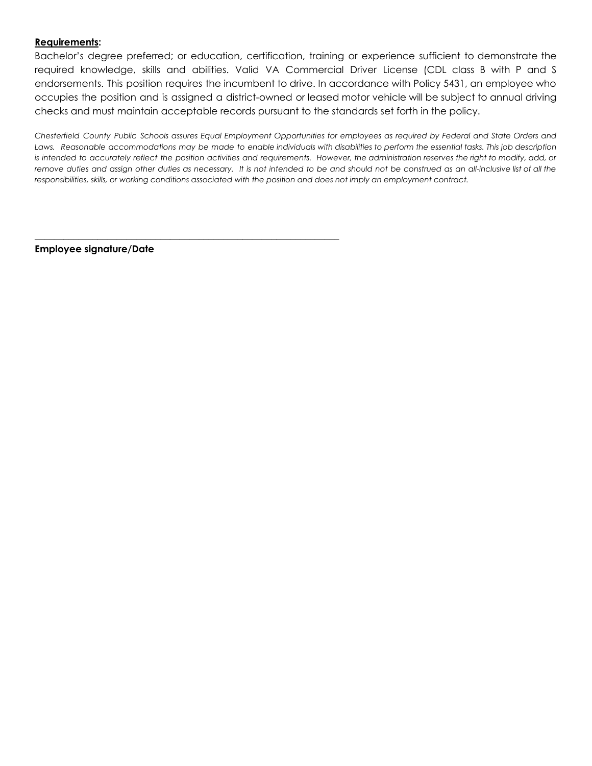**<u>Requirements</u>:**

Bachelor's degree preferred; or education, certification, training or experience sufficient to demonstrate the required knowledge, skills and abilities. Valid VA Commercial Driver License (CDL class B with P and S endorsements. This position requires the incumbent to drive. In accordance with Policy 5431, an employee who occupies the position and is assigned a district-owned or leased motor vehicle will be subject to annual driving checks and must maintain acceptable records pursuant to the standards set forth in the policy.

*Chesterfield County Public Schools assures Equal Employment Opportunities for employees as required by Federal and State Orders and Laws. Reasonable accommodations may be made to enable individuals with disabilities to perform the essential tasks. This job description is intended to accurately reflect the position activities and requirements. However, the administration reserves the right to modify, add, or remove duties and assign other duties as necessary. It is not intended to be and should not be construed as an all-inclusive list of all the responsibilities, skills, or working conditions associated with the position and does not imply an employment contract.*

\_\_\_\_\_\_\_\_\_\_\_\_\_\_\_\_\_\_\_\_\_\_\_\_\_\_\_\_\_\_\_\_\_\_\_\_\_\_\_\_\_\_\_\_\_\_\_\_\_\_\_\_\_\_\_\_\_\_\_\_

**Employee signature/Date**